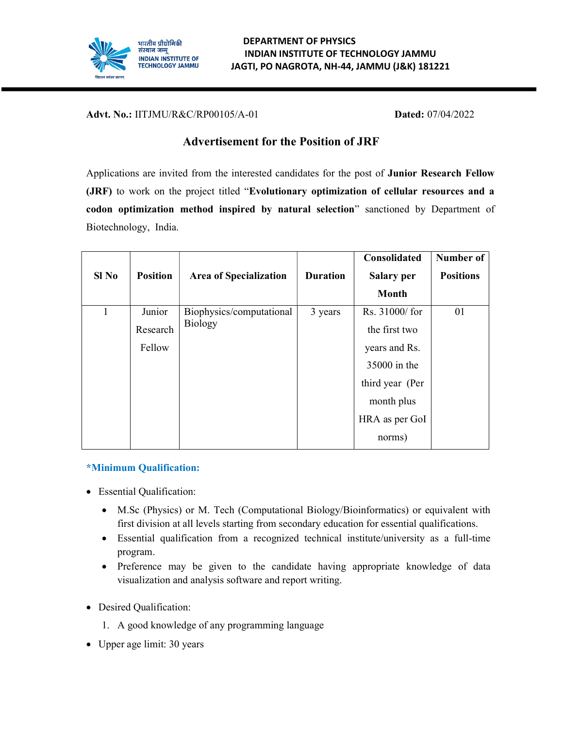**DEPARTMENT OF PHYSICS**
**INDIAN INSTITUTE OF TECHNOLOGY JAMMU**
**JAGTI, PO NAGROTA, NH-44, JAMMU (J&K) 181221**

**Advt. No.:** IITJMU/R&C/RP00105/A-01 **Dated:** 07/04/2022

## Advertisement for the Position of JRF

Applications are invited from the interested candidates for the post of **Junior Research Fellow (JRF)** to work on the project titled "**Evolutionary optimization of cellular resources and a codon optimization method inspired by natural selection**" sanctioned by Department of Biotechnology, India.

| Sl No | Position | Area of Specialization | Duration | Consolidated Salary per Month | Number of Positions |
|---|---|---|---|---|---|
| 1 | Junior Research Fellow | Biophysics/computational Biology | 3 years | Rs. 31000/ for the first two years and Rs. 35000 in the third year (Per month plus HRA as per GoI norms) | 01 |

### *Minimum Qualification:

- Essential Qualification:
  - M.Sc (Physics) or M. Tech (Computational Biology/Bioinformatics) or equivalent with first division at all levels starting from secondary education for essential qualifications.
  - Essential qualification from a recognized technical institute/university as a full-time program.
  - Preference may be given to the candidate having appropriate knowledge of data visualization and analysis software and report writing.

- Desired Qualification:
  1. A good knowledge of any programming language

- Upper age limit: 30 years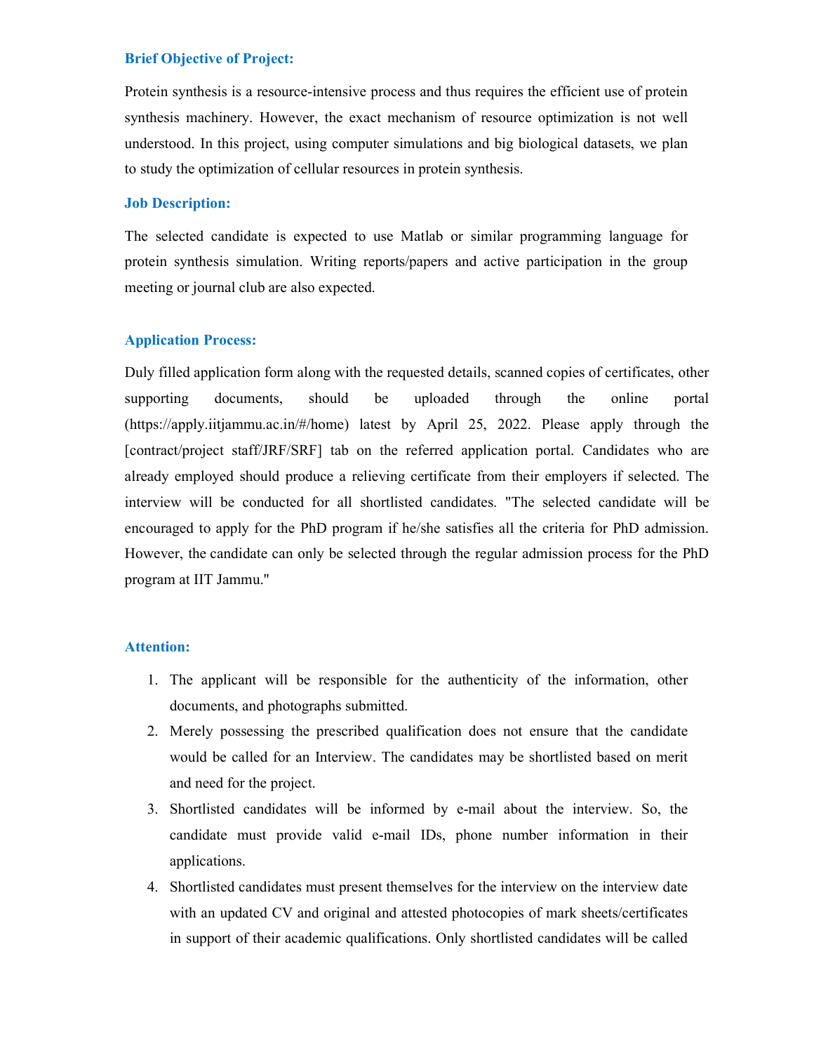### Brief Objective of Project:

Protein synthesis is a resource-intensive process and thus requires the efficient use of protein synthesis machinery. However, the exact mechanism of resource optimization is not well understood. In this project, using computer simulations and big biological datasets, we plan to study the optimization of cellular resources in protein synthesis.

### Job Description:

The selected candidate is expected to use Matlab or similar programming language for protein synthesis simulation. Writing reports/papers and active participation in the group meeting or journal club are also expected.

### Application Process:

Duly filled application form along with the requested details, scanned copies of certificates, other supporting documents, should be uploaded through the online portal (https://apply.iitjammu.ac.in/#/home) latest by April 25, 2022. Please apply through the [contract/project staff/JRF/SRF] tab on the referred application portal. Candidates who are already employed should produce a relieving certificate from their employers if selected. The interview will be conducted for all shortlisted candidates. "The selected candidate will be encouraged to apply for the PhD program if he/she satisfies all the criteria for PhD admission. However, the candidate can only be selected through the regular admission process for the PhD program at IIT Jammu."

### Attention:

1. The applicant will be responsible for the authenticity of the information, other documents, and photographs submitted.
2. Merely possessing the prescribed qualification does not ensure that the candidate would be called for an Interview. The candidates may be shortlisted based on merit and need for the project.
3. Shortlisted candidates will be informed by e-mail about the interview. So, the candidate must provide valid e-mail IDs, phone number information in their applications.
4. Shortlisted candidates must present themselves for the interview on the interview date with an updated CV and original and attested photocopies of mark sheets/certificates in support of their academic qualifications. Only shortlisted candidates will be called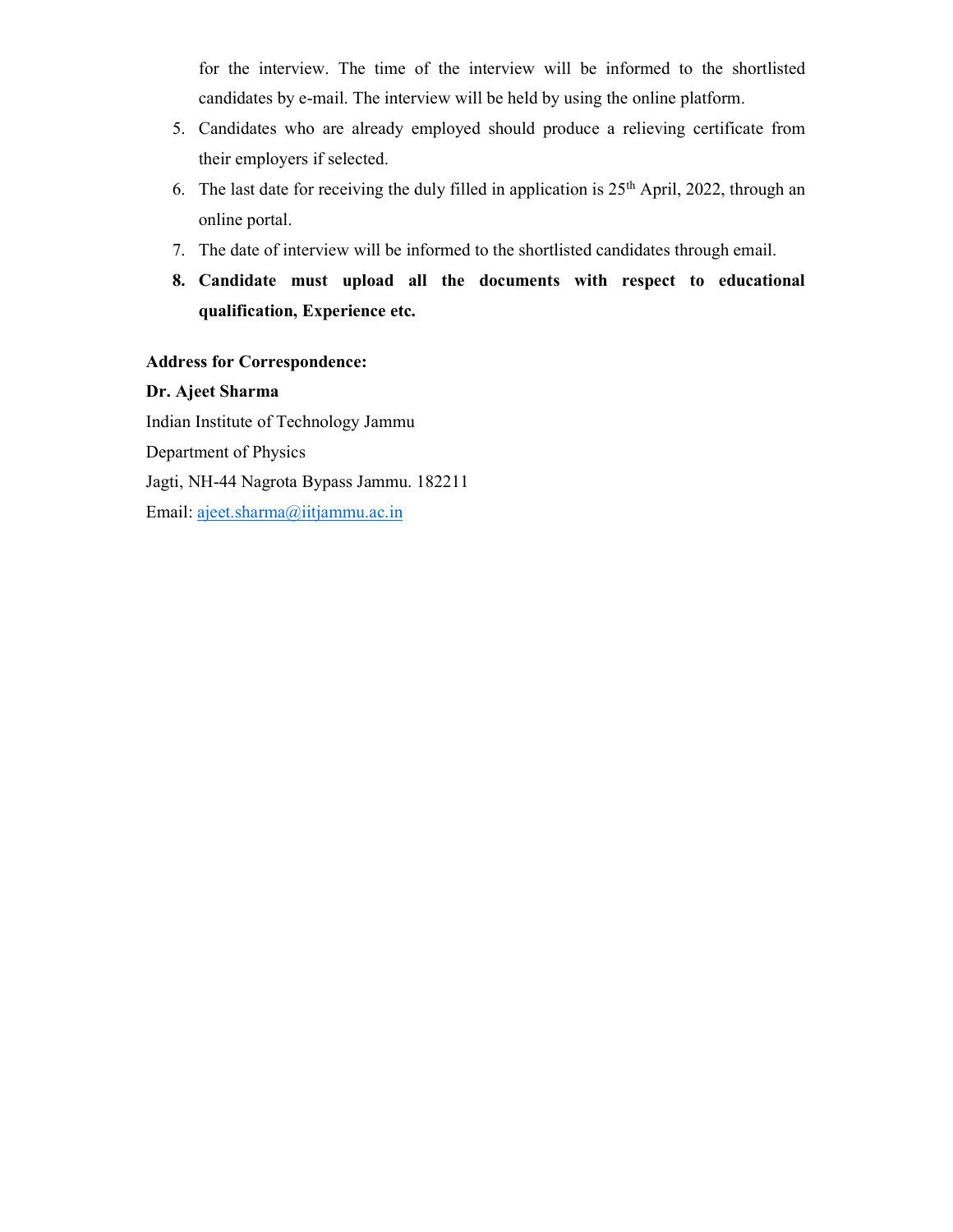for the interview. The time of the interview will be informed to the shortlisted candidates by e-mail. The interview will be held by using the online platform.

5. Candidates who are already employed should produce a relieving certificate from their employers if selected.
6. The last date for receiving the duly filled in application is 25th April, 2022, through an online portal.
7. The date of interview will be informed to the shortlisted candidates through email.
8. **Candidate must upload all the documents with respect to educational qualification, Experience etc.**

**Address for Correspondence:**

**Dr. Ajeet Sharma**

Indian Institute of Technology Jammu

Department of Physics

Jagti, NH-44 Nagrota Bypass Jammu. 182211

Email: ajeet.sharma@iitjammu.ac.in